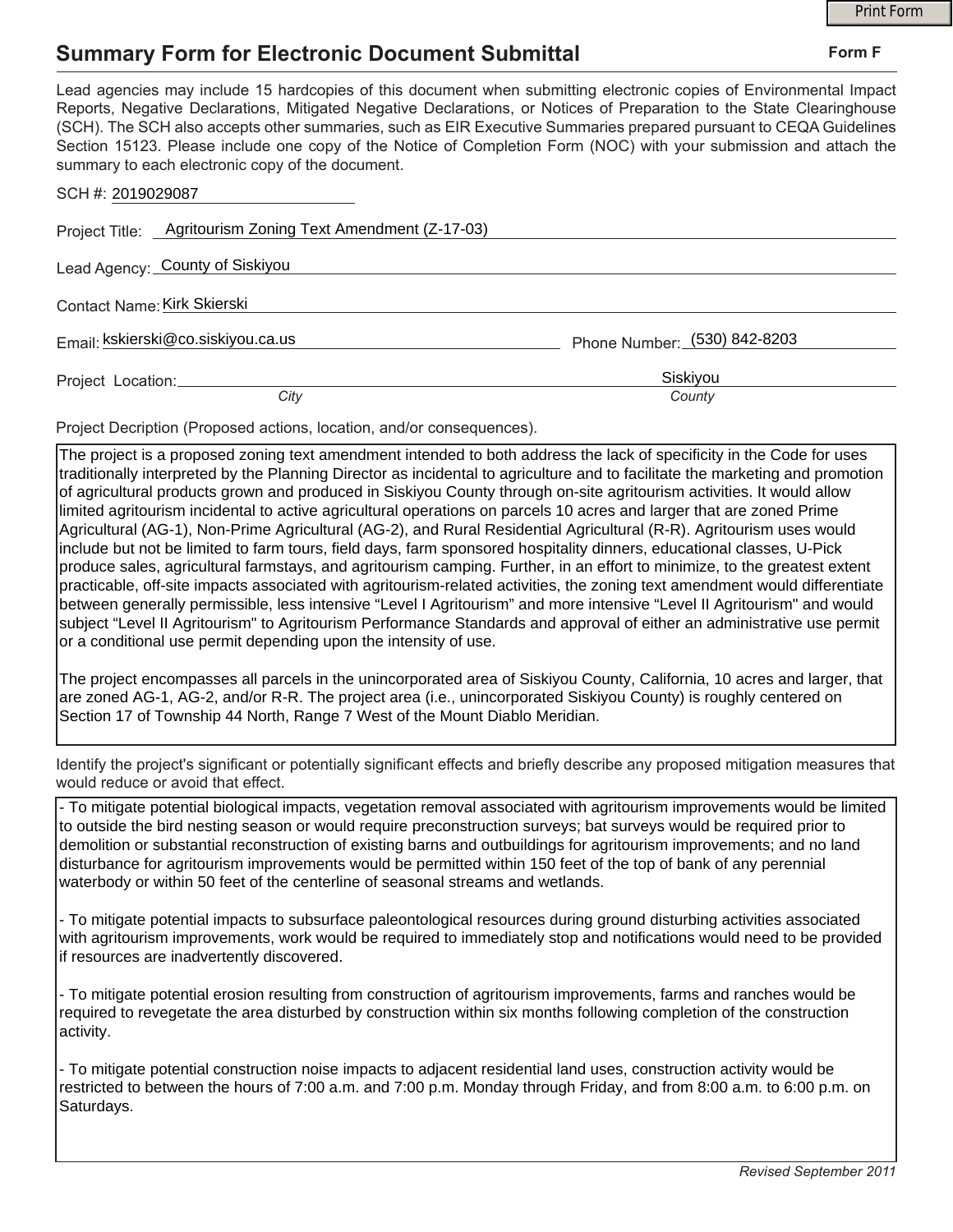# Summary Form for Electronic Document Submittal

**Form F**

Lead agencies may include 15 hardcopies of this document when submitting electronic copies of Environmental Impact Reports, Negative Declarations, Mitigated Negative Declarations, or Notices of Preparation to the State Clearinghouse (SCH). The SCH also accepts other summaries, such as EIR Executive Summaries prepared pursuant to CEQA Guidelines Section 15123. Please include one copy of the Notice of Completion Form (NOC) with your submission and attach the summary to each electronic copy of the document.

SCH #: 2019029087

Project Title: Agritourism Zoning Text Amendment (Z-17-03)

Lead Agency: County of Siskiyou

Contact Name: Kirk Skierski

Email: kskierski@co.siskiyou.ca.us

Phone Number: (530) 842-8203

Project Location: *City* ______ Siskiyou *County*

Project Decription (Proposed actions, location, and/or consequences).

The project is a proposed zoning text amendment intended to both address the lack of specificity in the Code for uses traditionally interpreted by the Planning Director as incidental to agriculture and to facilitate the marketing and promotion of agricultural products grown and produced in Siskiyou County through on-site agritourism activities. It would allow limited agritourism incidental to active agricultural operations on parcels 10 acres and larger that are zoned Prime Agricultural (AG-1), Non-Prime Agricultural (AG-2), and Rural Residential Agricultural (R-R). Agritourism uses would include but not be limited to farm tours, field days, farm sponsored hospitality dinners, educational classes, U-Pick produce sales, agricultural farmstays, and agritourism camping. Further, in an effort to minimize, to the greatest extent practicable, off-site impacts associated with agritourism-related activities, the zoning text amendment would differentiate between generally permissible, less intensive "Level I Agritourism" and more intensive "Level II Agritourism" and would subject "Level II Agritourism" to Agritourism Performance Standards and approval of either an administrative use permit or a conditional use permit depending upon the intensity of use.

The project encompasses all parcels in the unincorporated area of Siskiyou County, California, 10 acres and larger, that are zoned AG-1, AG-2, and/or R-R. The project area (i.e., unincorporated Siskiyou County) is roughly centered on Section 17 of Township 44 North, Range 7 West of the Mount Diablo Meridian.

Identify the project's significant or potentially significant effects and briefly describe any proposed mitigation measures that would reduce or avoid that effect.

- To mitigate potential biological impacts, vegetation removal associated with agritourism improvements would be limited to outside the bird nesting season or would require preconstruction surveys; bat surveys would be required prior to demolition or substantial reconstruction of existing barns and outbuildings for agritourism improvements; and no land disturbance for agritourism improvements would be permitted within 150 feet of the top of bank of any perennial waterbody or within 50 feet of the centerline of seasonal streams and wetlands.

- To mitigate potential impacts to subsurface paleontological resources during ground disturbing activities associated with agritourism improvements, work would be required to immediately stop and notifications would need to be provided if resources are inadvertently discovered.

- To mitigate potential erosion resulting from construction of agritourism improvements, farms and ranches would be required to revegetate the area disturbed by construction within six months following completion of the construction activity.

- To mitigate potential construction noise impacts to adjacent residential land uses, construction activity would be restricted to between the hours of 7:00 a.m. and 7:00 p.m. Monday through Friday, and from 8:00 a.m. to 6:00 p.m. on Saturdays.

*Revised September 2011*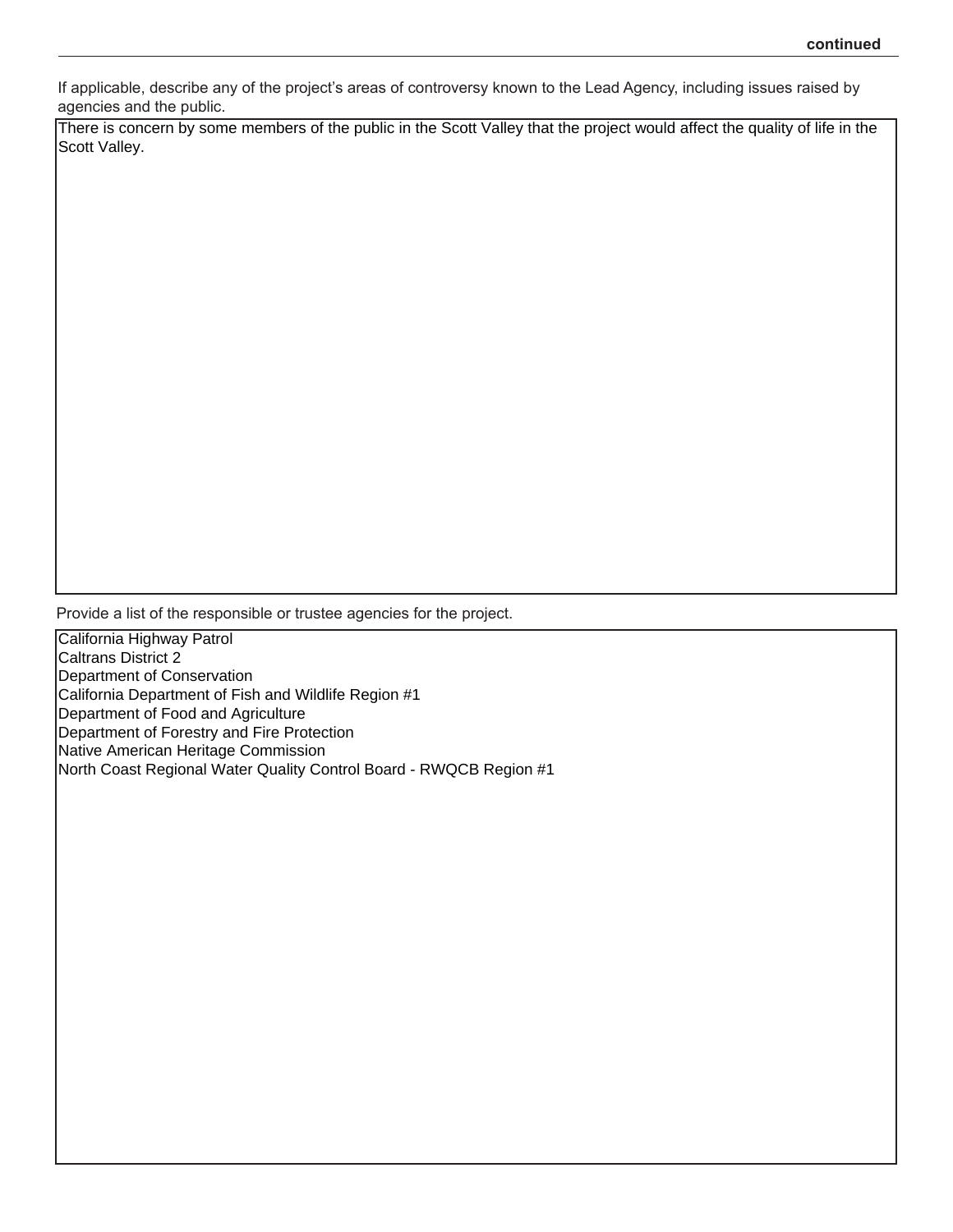If applicable, describe any of the project's areas of controversy known to the Lead Agency, including issues raised by agencies and the public.

There is concern by some members of the public in the Scott Valley that the project would affect the quality of life in the Scott Valley.

Provide a list of the responsible or trustee agencies for the project.

California Highway Patrol
Caltrans District 2
Department of Conservation
California Department of Fish and Wildlife Region #1
Department of Food and Agriculture
Department of Forestry and Fire Protection
Native American Heritage Commission
North Coast Regional Water Quality Control Board - RWQCB Region #1